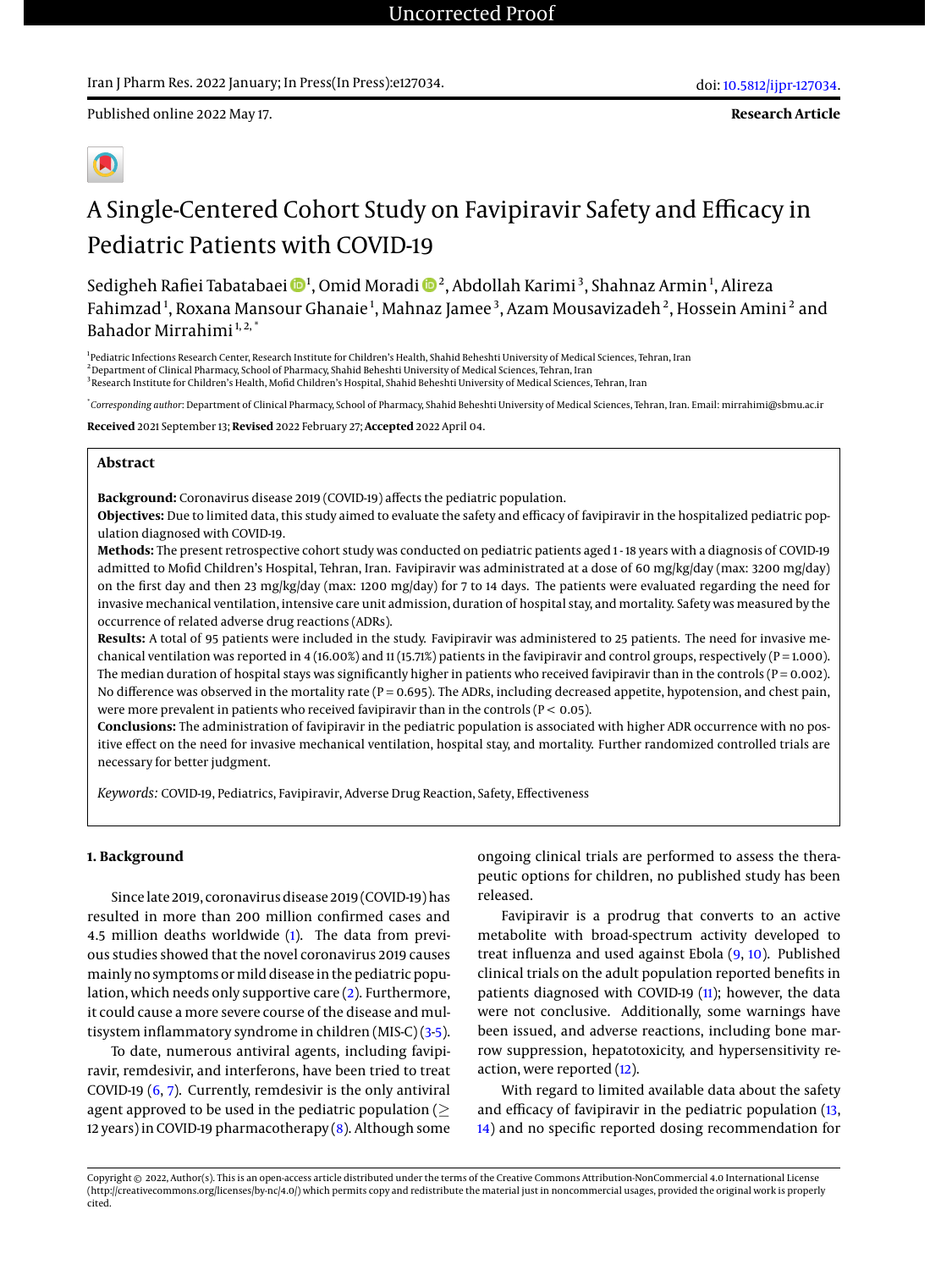Published online 2022 May 17.

**Research Article**

# A Single-Centered Cohort Study on Favipiravir Safety and Efficacy in Pediatric Patients with COVID-19

Sedigheh Rafiei Tabatabaei [1], Omid Moradi [2], Abdollah Karimi [3], Shahnaz Armin [1], Alireza Fahimzad [1], Roxana Mansour Ghanaie [1], Mahnaz Jamee [3], Azam Mousavizadeh [2], Hossein Amini [2] and Bahador Mirrahimi [1, 2, *]

[1] Pediatric Infections Research Center, Research Institute for Children's Health, Shahid Beheshti University of Medical Sciences, Tehran, Iran
[2] Department of Clinical Pharmacy, School of Pharmacy, Shahid Beheshti University of Medical Sciences, Tehran, Iran
[3] Research Institute for Children's Health, Mofid Children's Hospital, Shahid Beheshti University of Medical Sciences, Tehran, Iran

[*] *Corresponding author*: Department of Clinical Pharmacy, School of Pharmacy, Shahid Beheshti University of Medical Sciences, Tehran, Iran. Email: mirrahimi@sbmu.ac.ir

**Received** 2021 September 13; **Revised** 2022 February 27; **Accepted** 2022 April 04.

## Abstract

**Background:** Coronavirus disease 2019 (COVID-19) affects the pediatric population.

**Objectives:** Due to limited data, this study aimed to evaluate the safety and efficacy of favipiravir in the hospitalized pediatric population diagnosed with COVID-19.

**Methods:** The present retrospective cohort study was conducted on pediatric patients aged 1 - 18 years with a diagnosis of COVID-19 admitted to Mofid Children's Hospital, Tehran, Iran. Favipiravir was administrated at a dose of 60 mg/kg/day (max: 3200 mg/day) on the first day and then 23 mg/kg/day (max: 1200 mg/day) for 7 to 14 days. The patients were evaluated regarding the need for invasive mechanical ventilation, intensive care unit admission, duration of hospital stay, and mortality. Safety was measured by the occurrence of related adverse drug reactions (ADRs).

**Results:** A total of 95 patients were included in the study. Favipiravir was administered to 25 patients. The need for invasive mechanical ventilation was reported in 4 (16.00%) and 11 (15.71%) patients in the favipiravir and control groups, respectively ($P = 1.000$). The median duration of hospital stays was significantly higher in patients who received favipiravir than in the controls ($P = 0.002$). No difference was observed in the mortality rate ($P = 0.695$). The ADRs, including decreased appetite, hypotension, and chest pain, were more prevalent in patients who received favipiravir than in the controls ($P < 0.05$).

**Conclusions:** The administration of favipiravir in the pediatric population is associated with higher ADR occurrence with no positive effect on the need for invasive mechanical ventilation, hospital stay, and mortality. Further randomized controlled trials are necessary for better judgment.

*Keywords:* COVID-19, Pediatrics, Favipiravir, Adverse Drug Reaction, Safety, Effectiveness

## 1. Background

Since late 2019, coronavirus disease 2019 (COVID-19) has resulted in more than 200 million confirmed cases and 4.5 million deaths worldwide (1). The data from previous studies showed that the novel coronavirus 2019 causes mainly no symptoms or mild disease in the pediatric population, which needs only supportive care (2). Furthermore, it could cause a more severe course of the disease and multisystem inflammatory syndrome in children (MIS-C) (3-5).

To date, numerous antiviral agents, including favipiravir, remdesivir, and interferons, have been tried to treat COVID-19 (6, 7). Currently, remdesivir is the only antiviral agent approved to be used in the pediatric population ($\geq$ 12 years) in COVID-19 pharmacotherapy (8). Although some ongoing clinical trials are performed to assess the therapeutic options for children, no published study has been released.

Favipiravir is a prodrug that converts to an active metabolite with broad-spectrum activity developed to treat influenza and used against Ebola (9, 10). Published clinical trials on the adult population reported benefits in patients diagnosed with COVID-19 (11); however, the data were not conclusive. Additionally, some warnings have been issued, and adverse reactions, including bone marrow suppression, hepatotoxicity, and hypersensitivity reaction, were reported (12).

With regard to limited available data about the safety and efficacy of favipiravir in the pediatric population (13, 14) and no specific reported dosing recommendation for

Copyright © 2022, Author(s). This is an open-access article distributed under the terms of the Creative Commons Attribution-NonCommercial 4.0 International License (http://creativecommons.org/licenses/by-nc/4.0/) which permits copy and redistribute the material just in noncommercial usages, provided the original work is properly cited.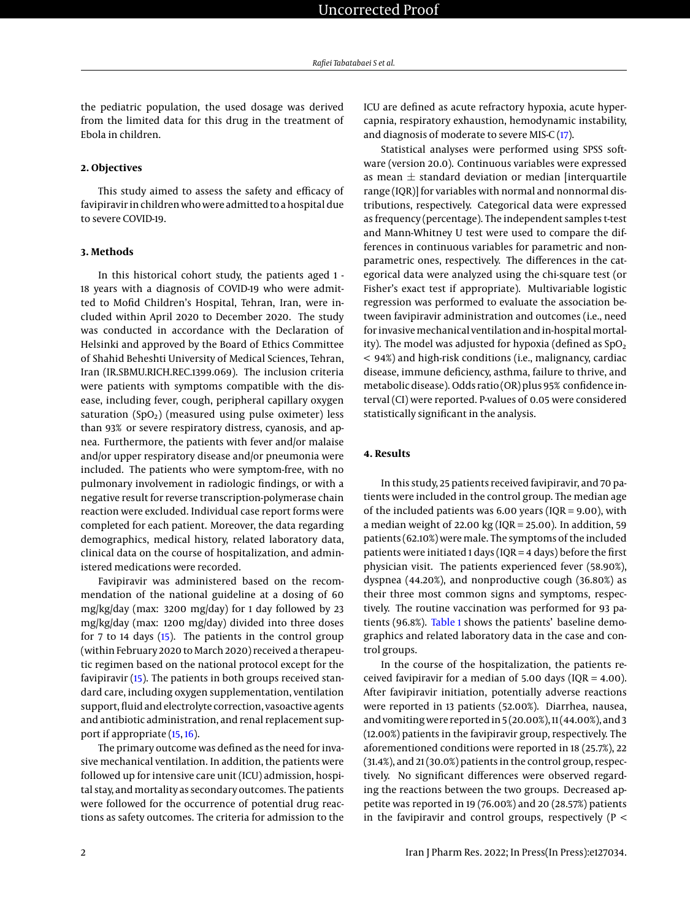the pediatric population, the used dosage was derived from the limited data for this drug in the treatment of Ebola in children.

## 2. Objectives

This study aimed to assess the safety and efficacy of favipiravir in children who were admitted to a hospital due to severe COVID-19.

## 3. Methods

In this historical cohort study, the patients aged 1 - 18 years with a diagnosis of COVID-19 who were admitted to Mofid Children's Hospital, Tehran, Iran, were included within April 2020 to December 2020. The study was conducted in accordance with the Declaration of Helsinki and approved by the Board of Ethics Committee of Shahid Beheshti University of Medical Sciences, Tehran, Iran (IR.SBMU.RICH.REC.1399.069). The inclusion criteria were patients with symptoms compatible with the disease, including fever, cough, peripheral capillary oxygen saturation ($SpO_2$) (measured using pulse oximeter) less than 93% or severe respiratory distress, cyanosis, and apnea. Furthermore, the patients with fever and/or malaise and/or upper respiratory disease and/or pneumonia were included. The patients who were symptom-free, with no pulmonary involvement in radiologic findings, or with a negative result for reverse transcription-polymerase chain reaction were excluded. Individual case report forms were completed for each patient. Moreover, the data regarding demographics, medical history, related laboratory data, clinical data on the course of hospitalization, and administered medications were recorded.

Favipiravir was administered based on the recommendation of the national guideline at a dosing of 60 mg/kg/day (max: 3200 mg/day) for 1 day followed by 23 mg/kg/day (max: 1200 mg/day) divided into three doses for 7 to 14 days (15). The patients in the control group (within February 2020 to March 2020) received a therapeutic regimen based on the national protocol except for the favipiravir (15). The patients in both groups received standard care, including oxygen supplementation, ventilation support, fluid and electrolyte correction, vasoactive agents and antibiotic administration, and renal replacement support if appropriate (15, 16).

The primary outcome was defined as the need for invasive mechanical ventilation. In addition, the patients were followed up for intensive care unit (ICU) admission, hospital stay, and mortality as secondary outcomes. The patients were followed for the occurrence of potential drug reactions as safety outcomes. The criteria for admission to the ICU are defined as acute refractory hypoxia, acute hypercapnia, respiratory exhaustion, hemodynamic instability, and diagnosis of moderate to severe MIS-C (17).

Statistical analyses were performed using SPSS software (version 20.0). Continuous variables were expressed as mean ± standard deviation or median [interquartile range (IQR)] for variables with normal and nonnormal distributions, respectively. Categorical data were expressed as frequency (percentage). The independent samples t-test and Mann-Whitney U test were used to compare the differences in continuous variables for parametric and nonparametric ones, respectively. The differences in the categorical data were analyzed using the chi-square test (or Fisher's exact test if appropriate). Multivariable logistic regression was performed to evaluate the association between favipiravir administration and outcomes (i.e., need for invasive mechanical ventilation and in-hospital mortality). The model was adjusted for hypoxia (defined as $SpO_2$ < 94%) and high-risk conditions (i.e., malignancy, cardiac disease, immune deficiency, asthma, failure to thrive, and metabolic disease). Odds ratio (OR) plus 95% confidence interval (CI) were reported. P-values of 0.05 were considered statistically significant in the analysis.

## 4. Results

In this study, 25 patients received favipiravir, and 70 patients were included in the control group. The median age of the included patients was 6.00 years (IQR = 9.00), with a median weight of 22.00 kg (IQR = 25.00). In addition, 59 patients (62.10%) were male. The symptoms of the included patients were initiated 1 days (IQR = 4 days) before the first physician visit. The patients experienced fever (58.90%), dyspnea (44.20%), and nonproductive cough (36.80%) as their three most common signs and symptoms, respectively. The routine vaccination was performed for 93 patients (96.8%). Table 1 shows the patients' baseline demographics and related laboratory data in the case and control groups.

In the course of the hospitalization, the patients received favipiravir for a median of 5.00 days (IQR = 4.00). After favipiravir initiation, potentially adverse reactions were reported in 13 patients (52.00%). Diarrhea, nausea, and vomiting were reported in 5 (20.00%), 11 (44.00%), and 3 (12.00%) patients in the favipiravir group, respectively. The aforementioned conditions were reported in 18 (25.7%), 22 (31.4%), and 21 (30.0%) patients in the control group, respectively. No significant differences were observed regarding the reactions between the two groups. Decreased appetite was reported in 19 (76.00%) and 20 (28.57%) patients in the favipiravir and control groups, respectively (P <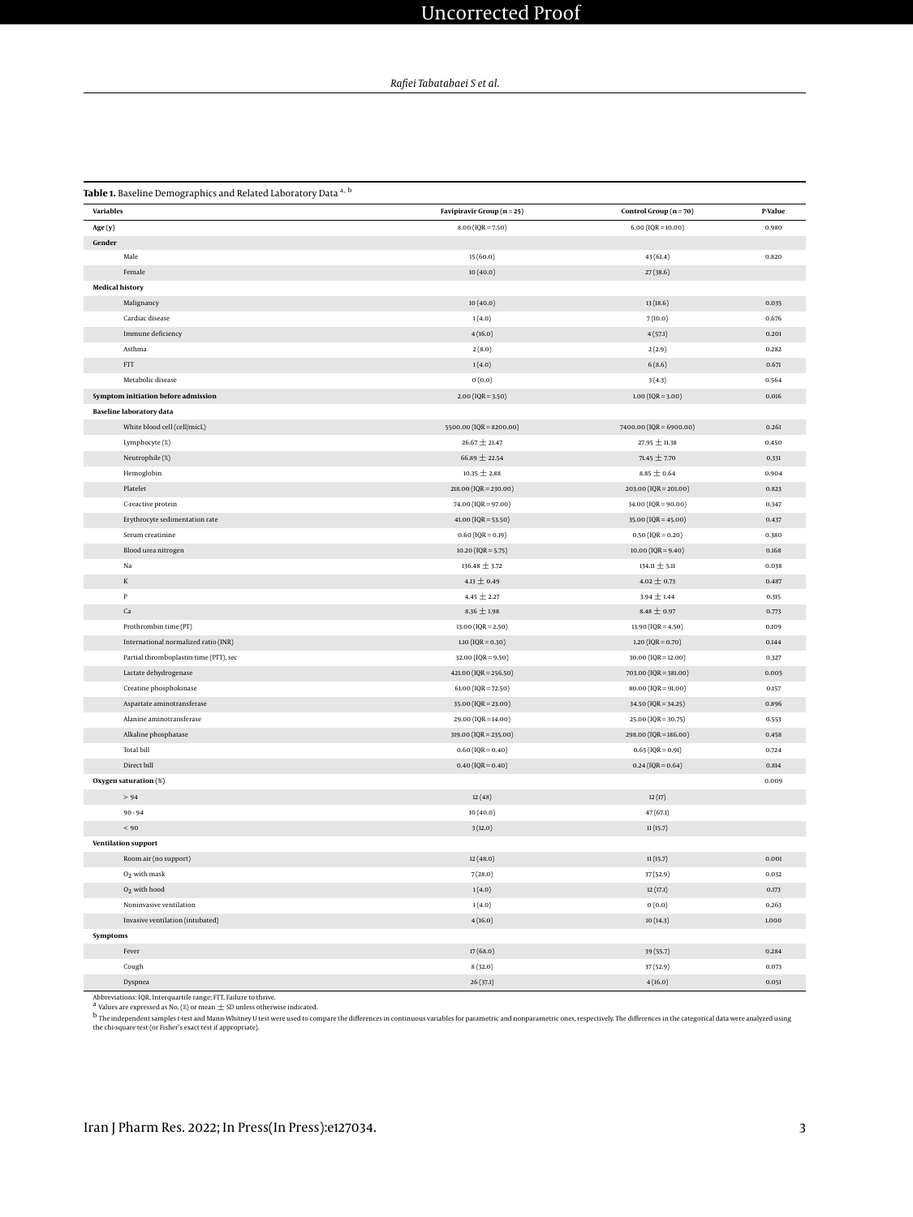**Table 1.** Baseline Demographics and Related Laboratory Data [a, b]

| Variables | Favipiravir Group (n = 25) | Control Group (n = 70) | P-Value |
|---|---|---|---|
| **Age (y)** | 8.00 (IQR = 7.50) | 6.00 (IQR = 10.00) | 0.980 |
| **Gender** | | | |
| Male | 15 (60.0) | 43 (61.4) | 0.820 |
| Female | 10 (40.0) | 27 (38.6) | |
| **Medical history** | | | |
| Malignancy | 10 (40.0) | 13 (18.6) | 0.035 |
| Cardiac disease | 1 (4.0) | 7 (10.0) | 0.676 |
| Immune deficiency | 4 (16.0) | 4 (57.1) | 0.201 |
| Asthma | 2 (8.0) | 2 (2.9) | 0.282 |
| FTT | 1 (4.0) | 6 (8.6) | 0.671 |
| Metabolic disease | 0 (0.0) | 3 (4.3) | 0.564 |
| **Symptom initiation before admission** | 2.00 (IQR = 3.50) | 1.00 (IQR = 3.00) | 0.016 |
| **Baseline laboratory data** | | | |
| White blood cell (cell/micL) | 5500.00 (IQR = 8200.00) | 7400.00 (IQR = 6900.00) | 0.261 |
| Lymphocyte (%) | 26.67 ± 21.47 | 27.95 ± 11.38 | 0.450 |
| Neutrophile (%) | 66.89 ± 22.54 | 71.45 ± 7.70 | 0.331 |
| Hemoglobin | 10.35 ± 2.88 | 8.85 ± 0.64 | 0.904 |
| Platelet | 218.00 (IQR = 230.00) | 203.00 (IQR = 201.00) | 0.823 |
| C-reactive protein | 74.00 (IQR = 97.00) | 34.00 (IQR = 90.00) | 0.347 |
| Erythrocyte sedimentation rate | 41.00 (IQR = 53.50) | 35.00 (IQR = 45.00) | 0.437 |
| Serum creatinine | 0.60 (IQR = 0.19) | 0.50 (IQR = 0.20) | 0.380 |
| Blood urea nitrogen | 10.20 (IQR = 5.75) | 10.00 (IQR = 9.40) | 0.168 |
| Na | 136.48 ± 3.72 | 134.11 ± 5.11 | 0.038 |
| K | 4.13 ± 0.49 | 4.02 ± 0.73 | 0.487 |
| P | 4.45 ± 2.27 | 3.94 ± 1.44 | 0.315 |
| Ca | 8.36 ± 1.98 | 8.48 ± 0.97 | 0.773 |
| Prothrombin time (PT) | 13.00 (IQR = 2.50) | 13.90 (IQR = 4.50) | 0.109 |
| International normalized ratio (INR) | 1.10 (IQR = 0.30) | 1.20 (IQR = 0.70) | 0.144 |
| Partial thromboplastin time (PTT), sec | 32.00 (IQR = 9.50) | 30.00 (IQR = 12.00) | 0.327 |
| Lactate dehydrogenase | 421.00 (IQR = 256.50) | 703.00 (IQR = 381.00) | 0.005 |
| Creatine phosphokinase | 61.00 (IQR = 72.50) | 80.00 (IQR = 91.00) | 0.157 |
| Aspartate aminotransferase | 35.00 (IQR = 23.00) | 34.50 (IQR = 34.25) | 0.896 |
| Alanine aminotransferase | 29.00 (IQR = 14.00) | 25.00 (IQR = 30.75) | 0.553 |
| Alkaline phosphatase | 319.00 (IQR = 235.00) | 298.00 (IQR = 186.00) | 0.458 |
| Total bill | 0.60 (IQR = 0.40) | 0.65 (IQR = 0.91) | 0.724 |
| Direct bill | 0.40 (IQR = 0.40) | 0.24 (IQR = 0.64) | 0.814 |
| **Oxygen saturation** (%) | | | 0.009 |
| > 94 | 12 (48) | 12 (17) | |
| 90 - 94 | 10 (40.0) | 47 (67.1) | |
| < 90 | 3 (12.0) | 11 (15.7) | |
| **Ventilation support** | | | |
| Room air (no support) | 12 (48.0) | 11 (15.7) | 0.001 |
| $O_2$ with mask | 7 (28.0) | 37 (52.9) | 0.032 |
| $O_2$ with hood | 1 (4.0) | 12 (17.1) | 0.173 |
| Noninvasive ventilation | 1 (4.0) | 0 (0.0) | 0.263 |
| Invasive ventilation (intubated) | 4 (16.0) | 10 (14.3) | 1.000 |
| **Symptoms** | | | |
| Fever | 17 (68.0) | 39 (55.7) | 0.284 |
| Cough | 8 (32.0) | 37 (52.9) | 0.073 |
| Dyspnea | 26 (37.1) | 4 (16.0) | 0.051 |

Abbreviations: IQR, Interquartile range; FTT, Failure to thrive.

[a] Values are expressed as No. (%) or mean ± SD unless otherwise indicated.

[b] The independent samples *t*-test and Mann-Whitney U test were used to compare the differences in continuous variables for parametric and nonparametric ones, respectively. The differences in the categorical data were analyzed using the chi-square test (or Fisher's exact test if appropriate).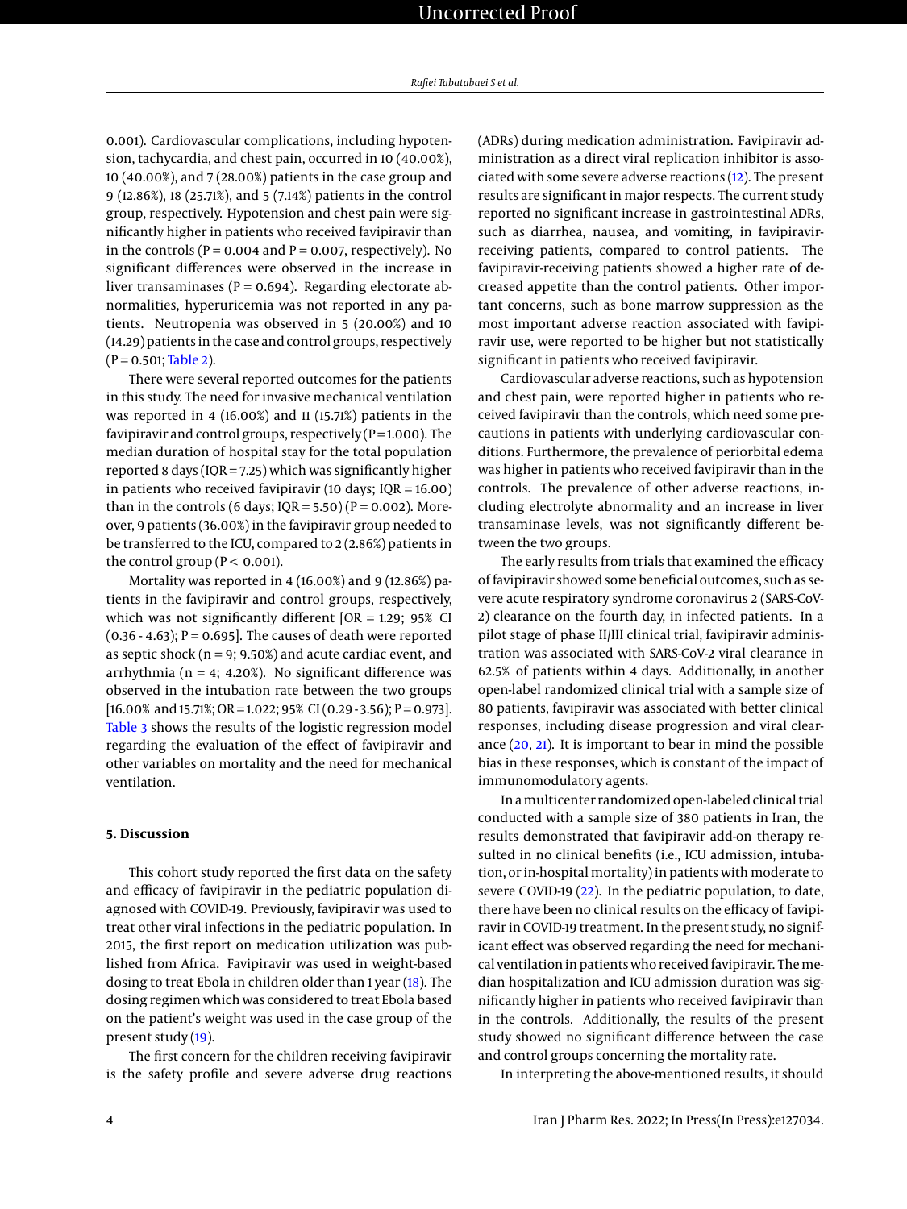0.001). Cardiovascular complications, including hypotension, tachycardia, and chest pain, occurred in 10 (40.00%), 10 (40.00%), and 7 (28.00%) patients in the case group and 9 (12.86%), 18 (25.71%), and 5 (7.14%) patients in the control group, respectively. Hypotension and chest pain were significantly higher in patients who received favipiravir than in the controls (P = 0.004 and P = 0.007, respectively). No significant differences were observed in the increase in liver transaminases (P = 0.694). Regarding electorate abnormalities, hyperuricemia was not reported in any patients. Neutropenia was observed in 5 (20.00%) and 10 (14.29) patients in the case and control groups, respectively (P = 0.501; Table 2).

There were several reported outcomes for the patients in this study. The need for invasive mechanical ventilation was reported in 4 (16.00%) and 11 (15.71%) patients in the favipiravir and control groups, respectively (P = 1.000). The median duration of hospital stay for the total population reported 8 days (IQR = 7.25) which was significantly higher in patients who received favipiravir (10 days; IQR = 16.00) than in the controls (6 days; IQR = 5.50) (P = 0.002). Moreover, 9 patients (36.00%) in the favipiravir group needed to be transferred to the ICU, compared to 2 (2.86%) patients in the control group (P < 0.001).

Mortality was reported in 4 (16.00%) and 9 (12.86%) patients in the favipiravir and control groups, respectively, which was not significantly different [OR = 1.29; 95% CI (0.36 - 4.63); P = 0.695]. The causes of death were reported as septic shock (n = 9; 9.50%) and acute cardiac event, and arrhythmia (n = 4; 4.20%). No significant difference was observed in the intubation rate between the two groups [16.00% and 15.71%; OR = 1.022; 95% CI (0.29 - 3.56); P = 0.973]. Table 3 shows the results of the logistic regression model regarding the evaluation of the effect of favipiravir and other variables on mortality and the need for mechanical ventilation.

## 5. Discussion

This cohort study reported the first data on the safety and efficacy of favipiravir in the pediatric population diagnosed with COVID-19. Previously, favipiravir was used to treat other viral infections in the pediatric population. In 2015, the first report on medication utilization was published from Africa. Favipiravir was used in weight-based dosing to treat Ebola in children older than 1 year (18). The dosing regimen which was considered to treat Ebola based on the patient's weight was used in the case group of the present study (19).

The first concern for the children receiving favipiravir is the safety profile and severe adverse drug reactions (ADRs) during medication administration. Favipiravir administration as a direct viral replication inhibitor is associated with some severe adverse reactions (12). The present results are significant in major respects. The current study reported no significant increase in gastrointestinal ADRs, such as diarrhea, nausea, and vomiting, in favipiravir-receiving patients, compared to control patients. The favipiravir-receiving patients showed a higher rate of decreased appetite than the control patients. Other important concerns, such as bone marrow suppression as the most important adverse reaction associated with favipiravir use, were reported to be higher but not statistically significant in patients who received favipiravir.

Cardiovascular adverse reactions, such as hypotension and chest pain, were reported higher in patients who received favipiravir than the controls, which need some precautions in patients with underlying cardiovascular conditions. Furthermore, the prevalence of periorbital edema was higher in patients who received favipiravir than in the controls. The prevalence of other adverse reactions, including electrolyte abnormality and an increase in liver transaminase levels, was not significantly different between the two groups.

The early results from trials that examined the efficacy of favipiravir showed some beneficial outcomes, such as severe acute respiratory syndrome coronavirus 2 (SARS-CoV-2) clearance on the fourth day, in infected patients. In a pilot stage of phase II/III clinical trial, favipiravir administration was associated with SARS-CoV-2 viral clearance in 62.5% of patients within 4 days. Additionally, in another open-label randomized clinical trial with a sample size of 80 patients, favipiravir was associated with better clinical responses, including disease progression and viral clearance (20, 21). It is important to bear in mind the possible bias in these responses, which is constant of the impact of immunomodulatory agents.

In a multicenter randomized open-labeled clinical trial conducted with a sample size of 380 patients in Iran, the results demonstrated that favipiravir add-on therapy resulted in no clinical benefits (i.e., ICU admission, intubation, or in-hospital mortality) in patients with moderate to severe COVID-19 (22). In the pediatric population, to date, there have been no clinical results on the efficacy of favipiravir in COVID-19 treatment. In the present study, no significant effect was observed regarding the need for mechanical ventilation in patients who received favipiravir. The median hospitalization and ICU admission duration was significantly higher in patients who received favipiravir than in the controls. Additionally, the results of the present study showed no significant difference between the case and control groups concerning the mortality rate.

In interpreting the above-mentioned results, it should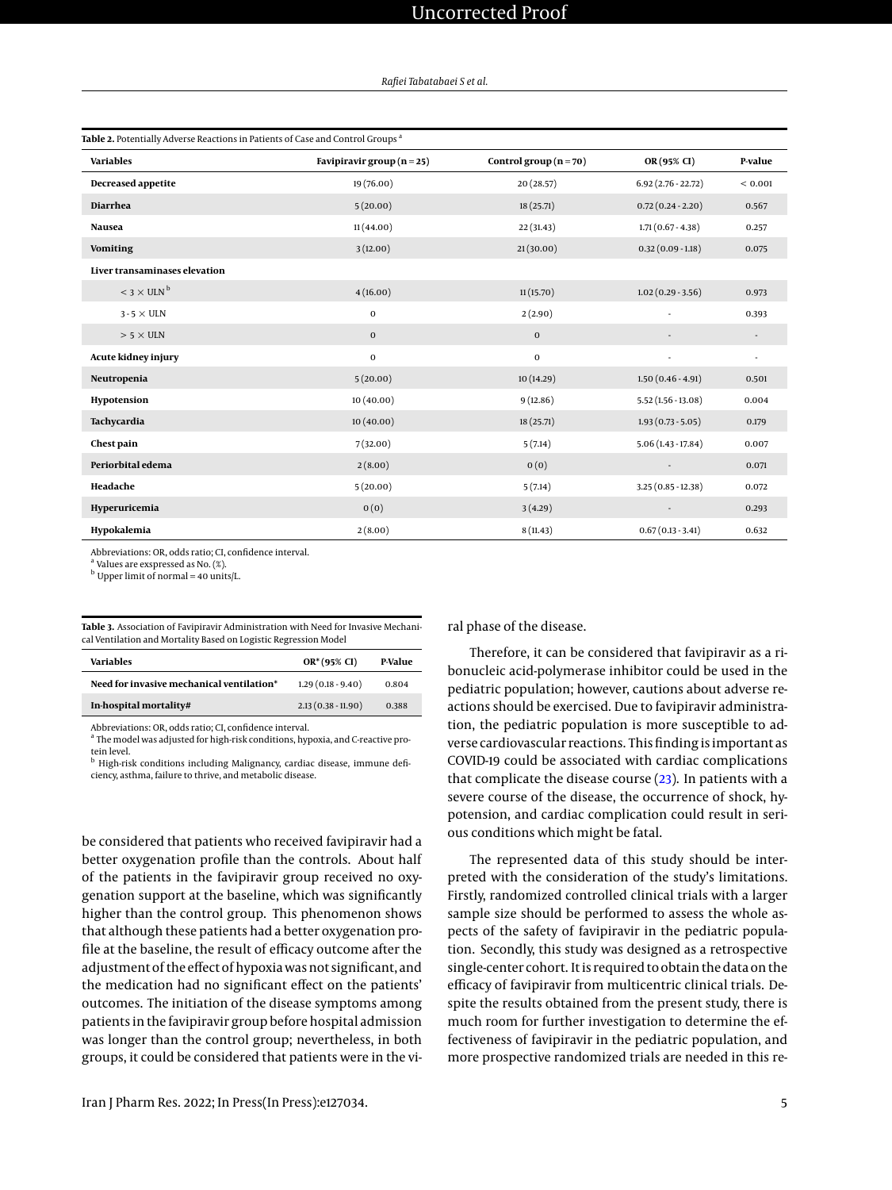**Table 2.** Potentially Adverse Reactions in Patients of Case and Control Groups [a]

| Variables | Favipiravir group (n = 25) | Control group (n = 70) | OR (95% CI) | P-value |
|---|---|---|---|---|
| **Decreased appetite** | 19 (76.00) | 20 (28.57) | 6.92 (2.76 - 22.72) | < 0.001 |
| **Diarrhea** | 5 (20.00) | 18 (25.71) | 0.72 (0.24 - 2.20) | 0.567 |
| **Nausea** | 11 (44.00) | 22 (31.43) | 1.71 (0.67 - 4.38) | 0.257 |
| **Vomiting** | 3 (12.00) | 21 (30.00) | 0.32 (0.09 - 1.18) | 0.075 |
| **Liver transaminases elevation** | | | | |
| < 3 × ULN [b] | 4 (16.00) | 11 (15.70) | 1.02 (0.29 - 3.56) | 0.973 |
| 3 - 5 × ULN | 0 | 2 (2.90) | - | 0.393 |
| > 5 × ULN | 0 | 0 | - | - |
| **Acute kidney injury** | 0 | 0 | - | - |
| **Neutropenia** | 5 (20.00) | 10 (14.29) | 1.50 (0.46 - 4.91) | 0.501 |
| **Hypotension** | 10 (40.00) | 9 (12.86) | 5.52 (1.56 - 13.08) | 0.004 |
| **Tachycardia** | 10 (40.00) | 18 (25.71) | 1.93 (0.73 - 5.05) | 0.179 |
| **Chest pain** | 7 (32.00) | 5 (7.14) | 5.06 (1.43 - 17.84) | 0.007 |
| **Periorbital edema** | 2 (8.00) | 0 (0) | - | 0.071 |
| **Headache** | 5 (20.00) | 5 (7.14) | 3.25 (0.85 - 12.38) | 0.072 |
| **Hyperuricemia** | 0 (0) | 3 (4.29) | - | 0.293 |
| **Hypokalemia** | 2 (8.00) | 8 (11.43) | 0.67 (0.13 - 3.41) | 0.632 |

Abbreviations: OR, odds ratio; CI, confidence interval.
[a] Values are exspressed as No. (%).
[b] Upper limit of normal = 40 units/L.

**Table 3.** Association of Favipiravir Administration with Need for Invasive Mechanical Ventilation and Mortality Based on Logistic Regression Model

| Variables | OR* (95% CI) | P-Value |
|---|---|---|
| **Need for invasive mechanical ventilation*** | 1.29 (0.18 - 9.40) | 0.804 |
| **In-hospital mortality#** | 2.13 (0.38 - 11.90) | 0.388 |

Abbreviations: OR, odds ratio; CI, confidence interval.
[a] The model was adjusted for high-risk conditions, hypoxia, and C-reactive protein level.
[b] High-risk conditions including Malignancy, cardiac disease, immune deficiency, asthma, failure to thrive, and metabolic disease.

be considered that patients who received favipiravir had a better oxygenation profile than the controls. About half of the patients in the favipiravir group received no oxygenation support at the baseline, which was significantly higher than the control group. This phenomenon shows that although these patients had a better oxygenation profile at the baseline, the result of efficacy outcome after the adjustment of the effect of hypoxia was not significant, and the medication had no significant effect on the patients' outcomes. The initiation of the disease symptoms among patients in the favipiravir group before hospital admission was longer than the control group; nevertheless, in both groups, it could be considered that patients were in the viral phase of the disease.

Therefore, it can be considered that favipiravir as a ribonucleic acid-polymerase inhibitor could be used in the pediatric population; however, cautions about adverse reactions should be exercised. Due to favipiravir administration, the pediatric population is more susceptible to adverse cardiovascular reactions. This finding is important as COVID-19 could be associated with cardiac complications that complicate the disease course (23). In patients with a severe course of the disease, the occurrence of shock, hypotension, and cardiac complication could result in serious conditions which might be fatal.

The represented data of this study should be interpreted with the consideration of the study's limitations. Firstly, randomized controlled clinical trials with a larger sample size should be performed to assess the whole aspects of the safety of favipiravir in the pediatric population. Secondly, this study was designed as a retrospective single-center cohort. It is required to obtain the data on the efficacy of favipiravir from multicentric clinical trials. Despite the results obtained from the present study, there is much room for further investigation to determine the effectiveness of favipiravir in the pediatric population, and more prospective randomized trials are needed in this re-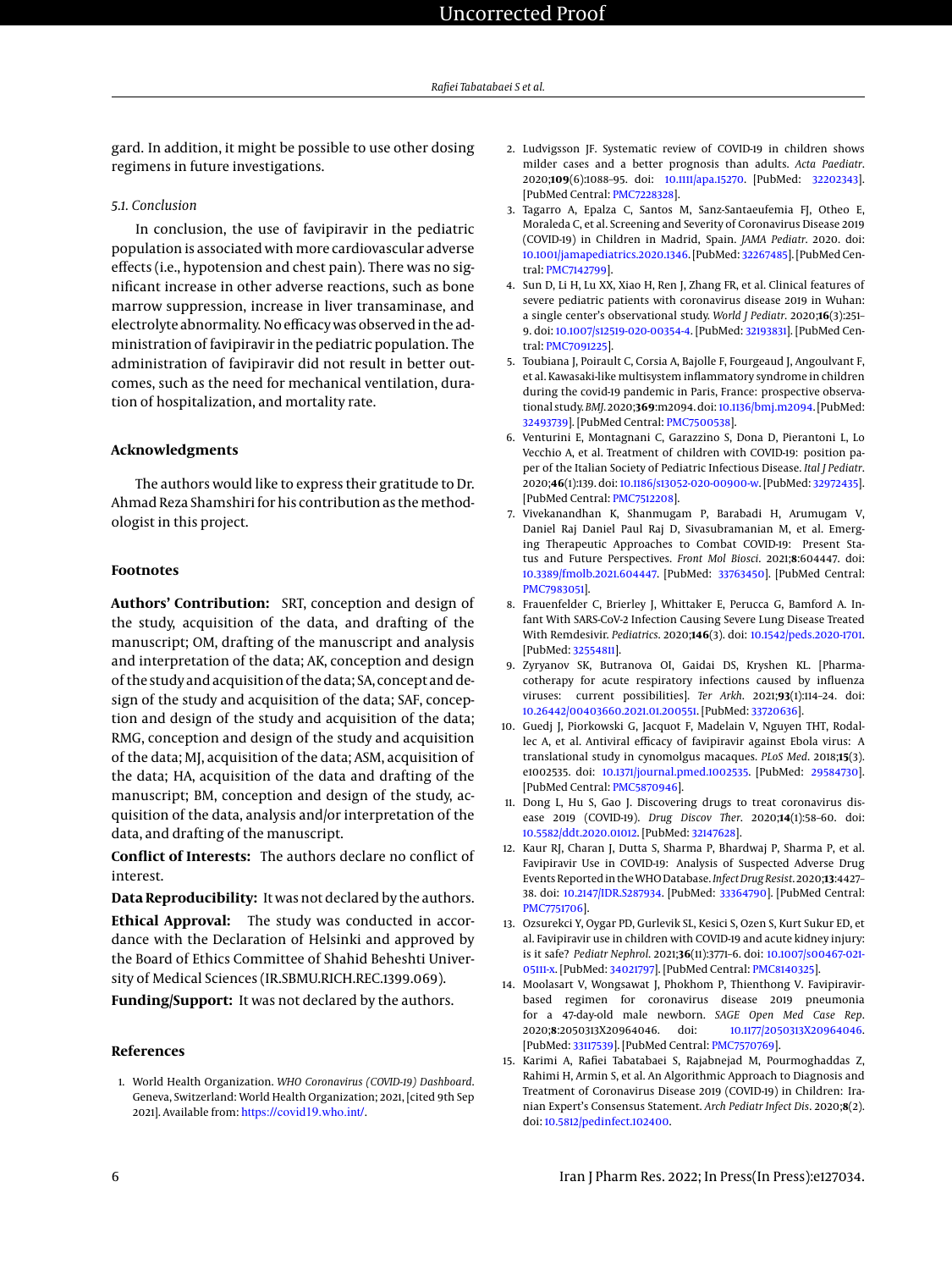gard. In addition, it might be possible to use other dosing regimens in future investigations.

### 5.1. Conclusion

In conclusion, the use of favipiravir in the pediatric population is associated with more cardiovascular adverse effects (i.e., hypotension and chest pain). There was no significant increase in other adverse reactions, such as bone marrow suppression, increase in liver transaminase, and electrolyte abnormality. No efficacy was observed in the administration of favipiravir in the pediatric population. The administration of favipiravir did not result in better outcomes, such as the need for mechanical ventilation, duration of hospitalization, and mortality rate.

## Acknowledgments

The authors would like to express their gratitude to Dr. Ahmad Reza Shamshiri for his contribution as the methodologist in this project.

## Footnotes

**Authors' Contribution:** SRT, conception and design of the study, acquisition of the data, and drafting of the manuscript; OM, drafting of the manuscript and analysis and interpretation of the data; AK, conception and design of the study and acquisition of the data; SA, concept and design of the study and acquisition of the data; SAF, conception and design of the study and acquisition of the data; RMG, conception and design of the study and acquisition of the data; MJ, acquisition of the data; ASM, acquisition of the data; HA, acquisition of the data and drafting of the manuscript; BM, conception and design of the study, acquisition of the data, analysis and/or interpretation of the data, and drafting of the manuscript.

**Conflict of Interests:** The authors declare no conflict of interest.

**Data Reproducibility:** It was not declared by the authors.

**Ethical Approval:** The study was conducted in accordance with the Declaration of Helsinki and approved by the Board of Ethics Committee of Shahid Beheshti University of Medical Sciences (IR.SBMU.RICH.REC.1399.069).

**Funding/Support:** It was not declared by the authors.

## References

1. World Health Organization. *WHO Coronavirus (COVID-19) Dashboard*. Geneva, Switzerland: World Health Organization; 2021, [cited 9th Sep 2021]. Available from: https://covid19.who.int/.
2. Ludvigsson JF. Systematic review of COVID-19 in children shows milder cases and a better prognosis than adults. *Acta Paediatr*. 2020;**109**(6):1088–95. doi: 10.1111/apa.15270. [PubMed: 32202343]. [PubMed Central: PMC7228328].
3. Tagarro A, Epalza C, Santos M, Sanz-Santaeufemia FJ, Otheo E, Moraleda C, et al. Screening and Severity of Coronavirus Disease 2019 (COVID-19) in Children in Madrid, Spain. *JAMA Pediatr*. 2020. doi: 10.1001/jamapediatrics.2020.1346. [PubMed: 32267485]. [PubMed Central: PMC7142799].
4. Sun D, Li H, Lu XX, Xiao H, Ren J, Zhang FR, et al. Clinical features of severe pediatric patients with coronavirus disease 2019 in Wuhan: a single center's observational study. *World J Pediatr*. 2020;**16**(3):251–9. doi: 10.1007/s12519-020-00354-4. [PubMed: 32193831]. [PubMed Central: PMC7091225].
5. Toubiana J, Poirault C, Corsia A, Bajolle F, Fourgeaud J, Angoulvant F, et al. Kawasaki-like multisystem inflammatory syndrome in children during the covid-19 pandemic in Paris, France: prospective observational study. *BMJ*. 2020;**369**:m2094. doi: 10.1136/bmj.m2094. [PubMed: 32493739]. [PubMed Central: PMC7500538].
6. Venturini E, Montagnani C, Garazzino S, Dona D, Pierantoni L, Lo Vecchio A, et al. Treatment of children with COVID-19: position paper of the Italian Society of Pediatric Infectious Disease. *Ital J Pediatr*. 2020;**46**(1):139. doi: 10.1186/s13052-020-00900-w. [PubMed: 32972435]. [PubMed Central: PMC7512208].
7. Vivekanandhan K, Shanmugam P, Barabadi H, Arumugam V, Daniel Raj Daniel Paul Raj D, Sivasubramanian M, et al. Emerging Therapeutic Approaches to Combat COVID-19: Present Status and Future Perspectives. *Front Mol Biosci*. 2021;**8**:604447. doi: 10.3389/fmolb.2021.604447. [PubMed: 33763450]. [PubMed Central: PMC7983051].
8. Frauenfelder C, Brierley J, Whittaker E, Perucca G, Bamford A. Infant With SARS-CoV-2 Infection Causing Severe Lung Disease Treated With Remdesivir. *Pediatrics*. 2020;**146**(3). doi: 10.1542/peds.2020-1701. [PubMed: 32554811].
9. Zyryanov SK, Butranova OI, Gaidai DS, Kryshen KL. [Pharmacotherapy for acute respiratory infections caused by influenza viruses: current possibilities]. *Ter Arkh*. 2021;**93**(1):114–24. doi: 10.26442/00403660.2021.01.200551. [PubMed: 33720636].
10. Guedj J, Piorkowski G, Jacquot F, Madelain V, Nguyen THT, Rodallec A, et al. Antiviral efficacy of favipiravir against Ebola virus: A translational study in cynomolgus macaques. *PLoS Med*. 2018;**15**(3). e1002535. doi: 10.1371/journal.pmed.1002535. [PubMed: 29584730]. [PubMed Central: PMC5870946].
11. Dong L, Hu S, Gao J. Discovering drugs to treat coronavirus disease 2019 (COVID-19). *Drug Discov Ther*. 2020;**14**(1):58–60. doi: 10.5582/ddt.2020.01012. [PubMed: 32147628].
12. Kaur RJ, Charan J, Dutta S, Sharma P, Bhardwaj P, Sharma P, et al. Favipiravir Use in COVID-19: Analysis of Suspected Adverse Drug Events Reported in the WHO Database. *Infect Drug Resist*. 2020;**13**:4427–38. doi: 10.2147/IDR.S287934. [PubMed: 33364790]. [PubMed Central: PMC7751706].
13. Ozsurekci Y, Oygar PD, Gurlevik SL, Kesici S, Ozen S, Kurt Sukur ED, et al. Favipiravir use in children with COVID-19 and acute kidney injury: is it safe? *Pediatr Nephrol*. 2021;**36**(11):3771–6. doi: 10.1007/s00467-021-05111-x. [PubMed: 34021797]. [PubMed Central: PMC8140325].
14. Moolasart V, Wongsawat J, Phokhom P, Thienthong V. Favipiravir-based regimen for coronavirus disease 2019 pneumonia for a 47-day-old male newborn. *SAGE Open Med Case Rep*. 2020;**8**:2050313X20964046. doi: 10.1177/2050313X20964046. [PubMed: 33117539]. [PubMed Central: PMC7570769].
15. Karimi A, Rafiei Tabatabaei S, Rajabnejad M, Pourmoghaddas Z, Rahimi H, Armin S, et al. An Algorithmic Approach to Diagnosis and Treatment of Coronavirus Disease 2019 (COVID-19) in Children: Iranian Expert's Consensus Statement. *Arch Pediatr Infect Dis*. 2020;**8**(2). doi: 10.5812/pedinfect.102400.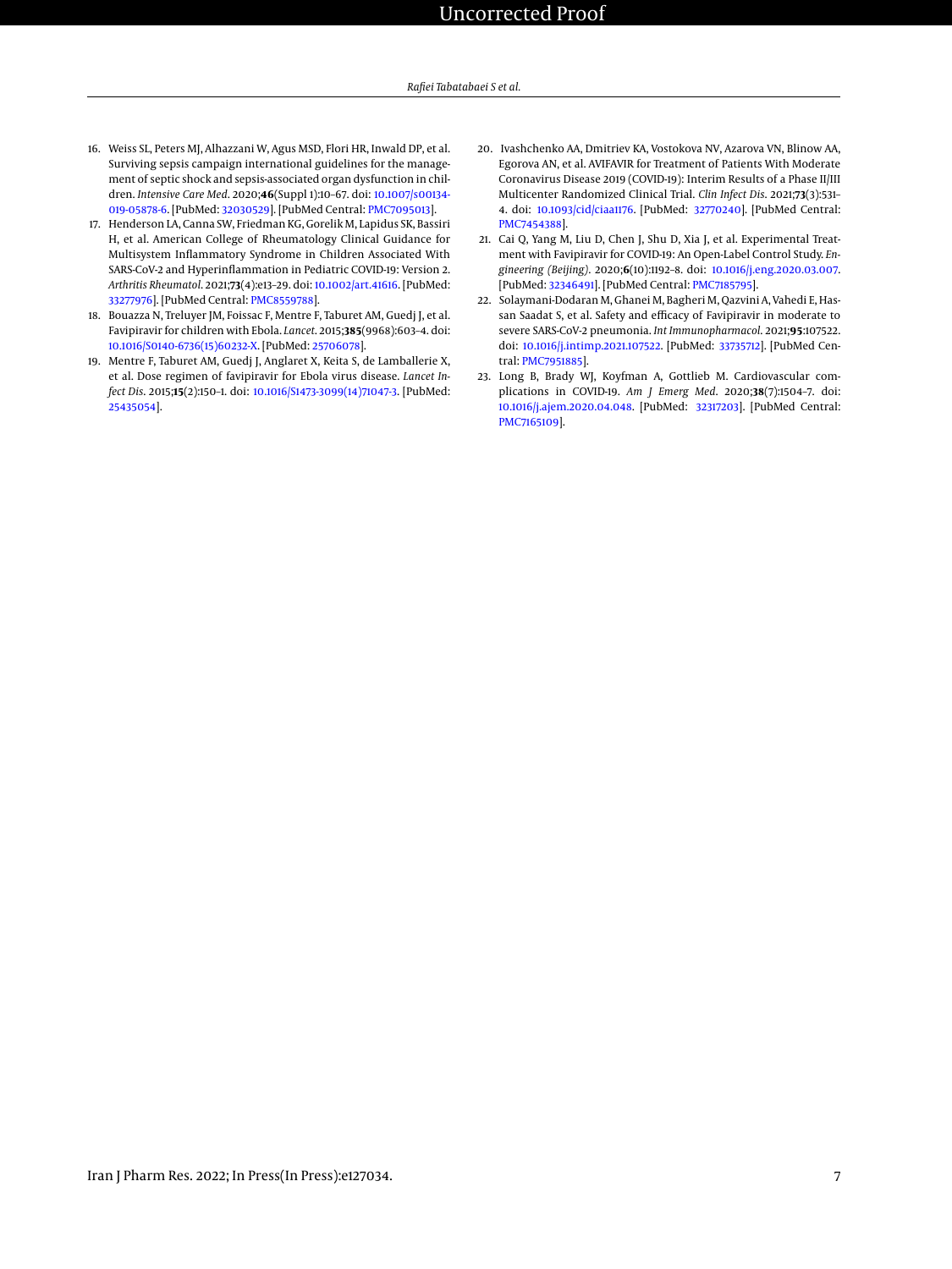16. Weiss SL, Peters MJ, Alhazzani W, Agus MSD, Flori HR, Inwald DP, et al. Surviving sepsis campaign international guidelines for the management of septic shock and sepsis-associated organ dysfunction in children. *Intensive Care Med*. 2020;**46**(Suppl 1):10–67. doi: 10.1007/s00134-019-05878-6. [PubMed: 32030529]. [PubMed Central: PMC7095013].
17. Henderson LA, Canna SW, Friedman KG, Gorelik M, Lapidus SK, Bassiri H, et al. American College of Rheumatology Clinical Guidance for Multisystem Inflammatory Syndrome in Children Associated With SARS-CoV-2 and Hyperinflammation in Pediatric COVID-19: Version 2. *Arthritis Rheumatol*. 2021;**73**(4):e13–29. doi: 10.1002/art.41616. [PubMed: 33277976]. [PubMed Central: PMC8559788].
18. Bouazza N, Treluyer JM, Foissac F, Mentre F, Taburet AM, Guedj J, et al. Favipiravir for children with Ebola. *Lancet*. 2015;**385**(9968):603–4. doi: 10.1016/S0140-6736(15)60232-X. [PubMed: 25706078].
19. Mentre F, Taburet AM, Guedj J, Anglaret X, Keita S, de Lamballerie X, et al. Dose regimen of favipiravir for Ebola virus disease. *Lancet Infect Dis*. 2015;**15**(2):150–1. doi: 10.1016/S1473-3099(14)71047-3. [PubMed: 25435054].
20. Ivashchenko AA, Dmitriev KA, Vostokova NV, Azarova VN, Blinow AA, Egorova AN, et al. AVIFAVIR for Treatment of Patients With Moderate Coronavirus Disease 2019 (COVID-19): Interim Results of a Phase II/III Multicenter Randomized Clinical Trial. *Clin Infect Dis*. 2021;**73**(3):531–4. doi: 10.1093/cid/ciaa1176. [PubMed: 32770240]. [PubMed Central: PMC7454388].
21. Cai Q, Yang M, Liu D, Chen J, Shu D, Xia J, et al. Experimental Treatment with Favipiravir for COVID-19: An Open-Label Control Study. *Engineering (Beijing)*. 2020;**6**(10):1192–8. doi: 10.1016/j.eng.2020.03.007. [PubMed: 32346491]. [PubMed Central: PMC7185795].
22. Solaymani-Dodaran M, Ghanei M, Bagheri M, Qazvini A, Vahedi E, Hassan Saadat S, et al. Safety and efficacy of Favipiravir in moderate to severe SARS-CoV-2 pneumonia. *Int Immunopharmacol*. 2021;**95**:107522. doi: 10.1016/j.intimp.2021.107522. [PubMed: 33735712]. [PubMed Central: PMC7951885].
23. Long B, Brady WJ, Koyfman A, Gottlieb M. Cardiovascular complications in COVID-19. *Am J Emerg Med*. 2020;**38**(7):1504–7. doi: 10.1016/j.ajem.2020.04.048. [PubMed: 32317203]. [PubMed Central: PMC7165109].